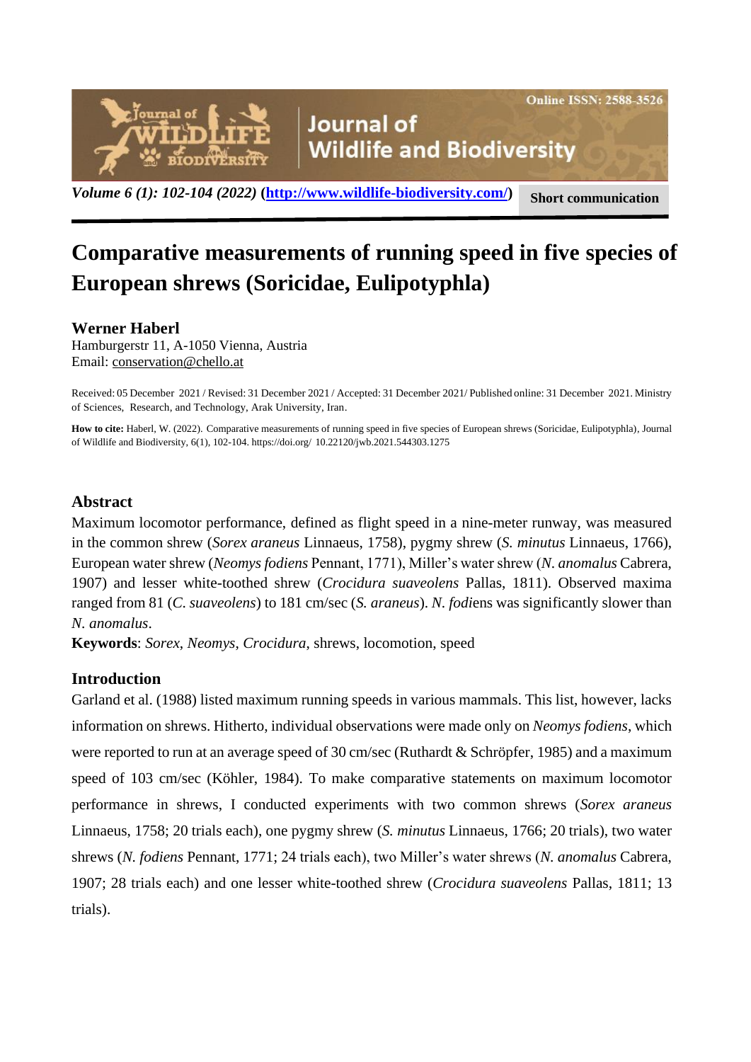**Short communication**

# Comparative measurements of running speed in five species of European shrews (Soricidae, Eulipotyphla)

**Werner Haberl**

Hamburgerstr 11, A-1050 Vienna, Austria
Email: conservation@chello.at

Received: 05 December 2021 / Revised: 31 December 2021 / Accepted: 31 December 2021/ Published online: 31 December 2021. Ministry of Sciences, Research, and Technology, Arak University, Iran.

**How to cite:** Haberl, W. (2022). Comparative measurements of running speed in five species of European shrews (Soricidae, Eulipotyphla), Journal of Wildlife and Biodiversity, 6(1), 102-104. https://doi.org/ 10.22120/jwb.2021.544303.1275

## Abstract

Maximum locomotor performance, defined as flight speed in a nine-meter runway, was measured in the common shrew (*Sorex araneus* Linnaeus, 1758), pygmy shrew (*S. minutus* Linnaeus, 1766), European water shrew (*Neomys fodiens* Pennant, 1771), Miller's water shrew (*N. anomalus* Cabrera, 1907) and lesser white-toothed shrew (*Crocidura suaveolens* Pallas, 1811). Observed maxima ranged from 81 (*C. suaveolens*) to 181 cm/sec (*S. araneus*). *N. fodiens* was significantly slower than *N. anomalus*.

**Keywords**: *Sorex*, *Neomys*, *Crocidura*, shrews, locomotion, speed

## Introduction

Garland et al. (1988) listed maximum running speeds in various mammals. This list, however, lacks information on shrews. Hitherto, individual observations were made only on *Neomys fodiens*, which were reported to run at an average speed of 30 cm/sec (Ruthardt & Schröpfer, 1985) and a maximum speed of 103 cm/sec (Köhler, 1984). To make comparative statements on maximum locomotor performance in shrews, I conducted experiments with two common shrews (*Sorex araneus* Linnaeus, 1758; 20 trials each), one pygmy shrew (*S. minutus* Linnaeus, 1766; 20 trials), two water shrews (*N. fodiens* Pennant, 1771; 24 trials each), two Miller's water shrews (*N. anomalus* Cabrera, 1907; 28 trials each) and one lesser white-toothed shrew (*Crocidura suaveolens* Pallas, 1811; 13 trials).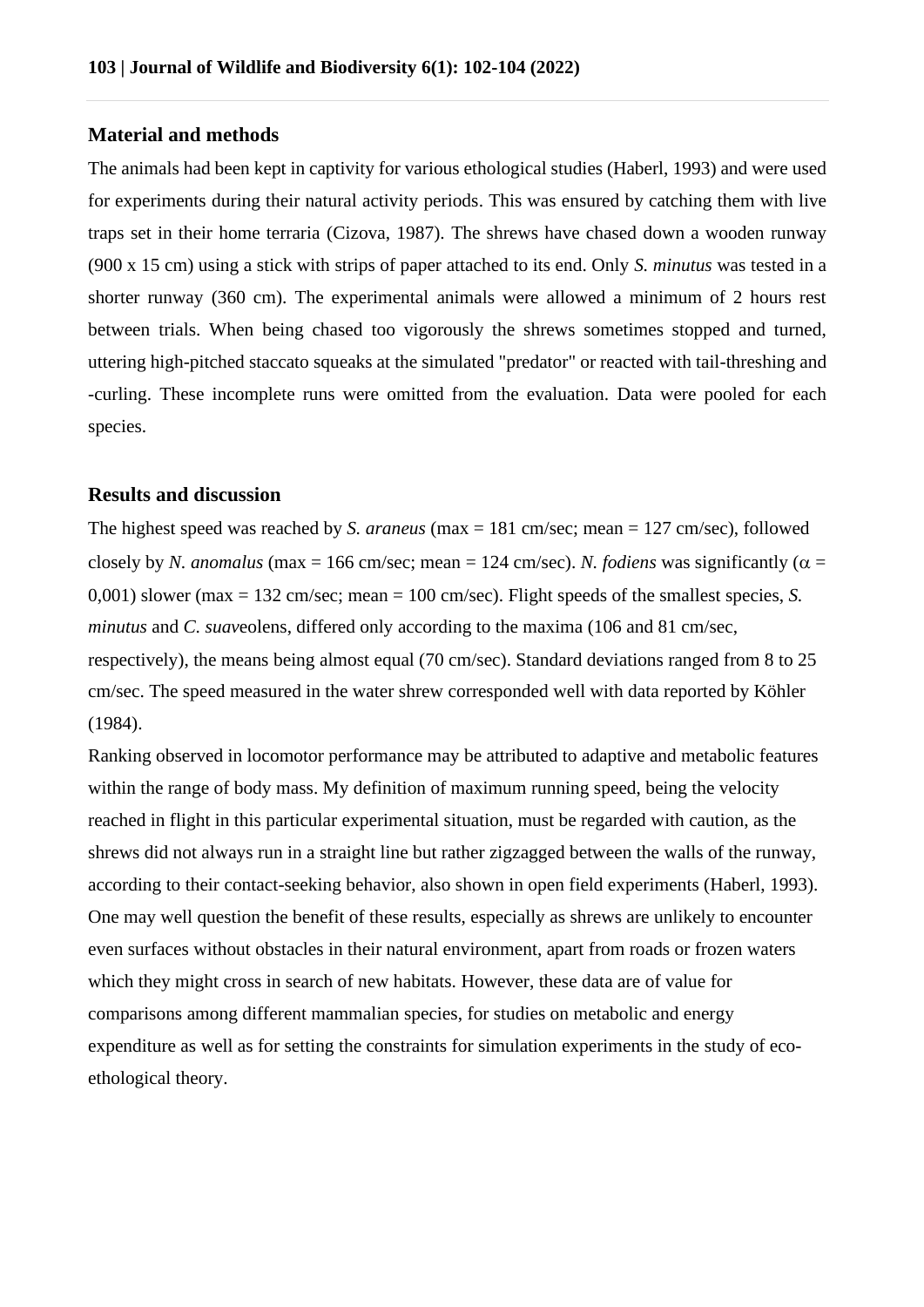## Material and methods

The animals had been kept in captivity for various ethological studies (Haberl, 1993) and were used for experiments during their natural activity periods. This was ensured by catching them with live traps set in their home terraria (Cizova, 1987). The shrews have chased down a wooden runway (900 x 15 cm) using a stick with strips of paper attached to its end. Only *S. minutus* was tested in a shorter runway (360 cm). The experimental animals were allowed a minimum of 2 hours rest between trials. When being chased too vigorously the shrews sometimes stopped and turned, uttering high-pitched staccato squeaks at the simulated "predator" or reacted with tail-threshing and -curling. These incomplete runs were omitted from the evaluation. Data were pooled for each species.

## Results and discussion

The highest speed was reached by *S. araneus* (max = 181 cm/sec; mean = 127 cm/sec), followed closely by *N. anomalus* (max = 166 cm/sec; mean = 124 cm/sec). *N. fodiens* was significantly ($\alpha$ = 0,001) slower (max = 132 cm/sec; mean = 100 cm/sec). Flight speeds of the smallest species, *S. minutus* and *C. suav*eolens, differed only according to the maxima (106 and 81 cm/sec, respectively), the means being almost equal (70 cm/sec). Standard deviations ranged from 8 to 25 cm/sec. The speed measured in the water shrew corresponded well with data reported by Köhler (1984).

Ranking observed in locomotor performance may be attributed to adaptive and metabolic features within the range of body mass. My definition of maximum running speed, being the velocity reached in flight in this particular experimental situation, must be regarded with caution, as the shrews did not always run in a straight line but rather zigzagged between the walls of the runway, according to their contact-seeking behavior, also shown in open field experiments (Haberl, 1993). One may well question the benefit of these results, especially as shrews are unlikely to encounter even surfaces without obstacles in their natural environment, apart from roads or frozen waters which they might cross in search of new habitats. However, these data are of value for comparisons among different mammalian species, for studies on metabolic and energy expenditure as well as for setting the constraints for simulation experiments in the study of eco-ethological theory.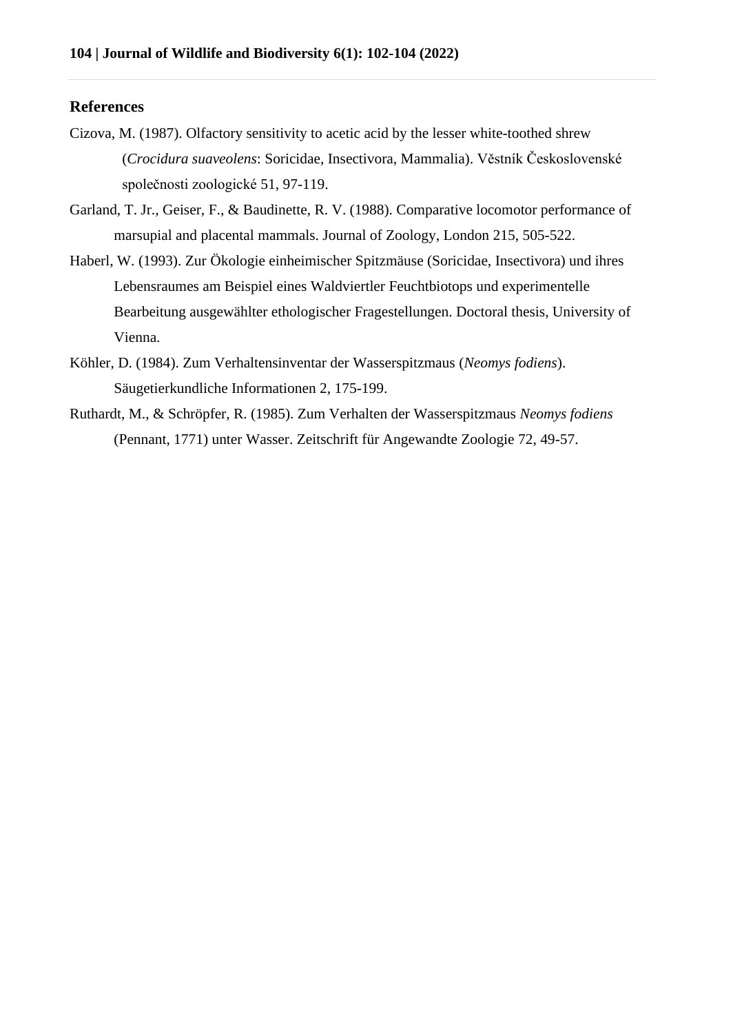## References

Cizova, M. (1987). Olfactory sensitivity to acetic acid by the lesser white-toothed shrew (*Crocidura suaveolens*: Soricidae, Insectivora, Mammalia). Věstník Československé společnosti zoologické 51, 97-119.

Garland, T. Jr., Geiser, F., & Baudinette, R. V. (1988). Comparative locomotor performance of marsupial and placental mammals. Journal of Zoology, London 215, 505-522.

Haberl, W. (1993). Zur Ökologie einheimischer Spitzmäuse (Soricidae, Insectivora) und ihres Lebensraumes am Beispiel eines Waldviertler Feuchtbiotops und experimentelle Bearbeitung ausgewählter ethologischer Fragestellungen. Doctoral thesis, University of Vienna.

Köhler, D. (1984). Zum Verhaltensinventar der Wasserspitzmaus (*Neomys fodiens*). Säugetierkundliche Informationen 2, 175-199.

Ruthardt, M., & Schröpfer, R. (1985). Zum Verhalten der Wasserspitzmaus *Neomys fodiens* (Pennant, 1771) unter Wasser. Zeitschrift für Angewandte Zoologie 72, 49-57.